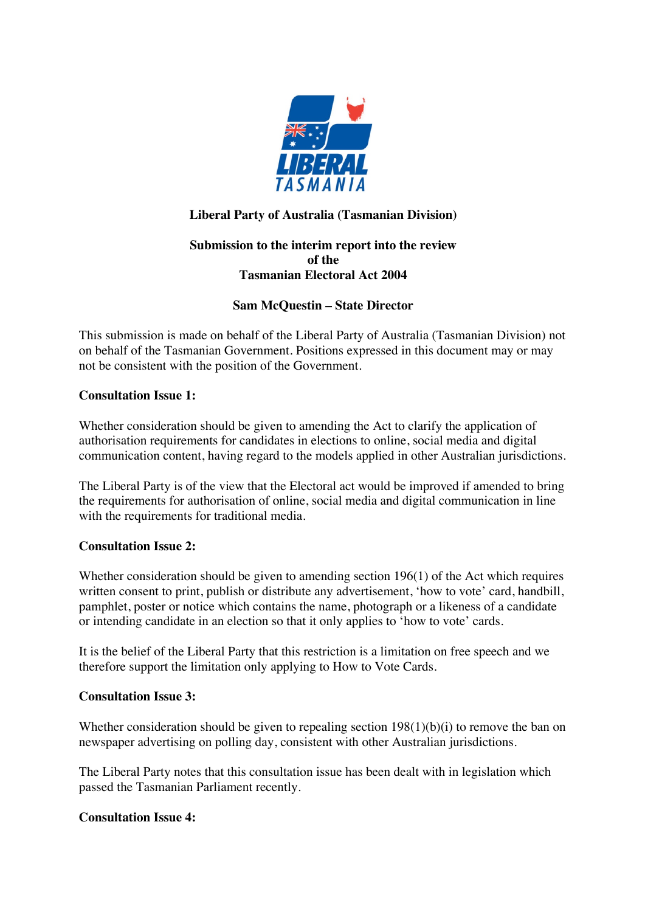**Liberal Party of Australia (Tasmanian Division)**

**Submission to the interim report into the review of the Tasmanian Electoral Act 2004**

**Sam McQuestin – State Director**

This submission is made on behalf of the Liberal Party of Australia (Tasmanian Division) not on behalf of the Tasmanian Government. Positions expressed in this document may or may not be consistent with the position of the Government.

**Consultation Issue 1:**

Whether consideration should be given to amending the Act to clarify the application of authorisation requirements for candidates in elections to online, social media and digital communication content, having regard to the models applied in other Australian jurisdictions.

The Liberal Party is of the view that the Electoral act would be improved if amended to bring the requirements for authorisation of online, social media and digital communication in line with the requirements for traditional media.

**Consultation Issue 2:**

Whether consideration should be given to amending section 196(1) of the Act which requires written consent to print, publish or distribute any advertisement, 'how to vote' card, handbill, pamphlet, poster or notice which contains the name, photograph or a likeness of a candidate or intending candidate in an election so that it only applies to 'how to vote' cards.

It is the belief of the Liberal Party that this restriction is a limitation on free speech and we therefore support the limitation only applying to How to Vote Cards.

**Consultation Issue 3:**

Whether consideration should be given to repealing section 198(1)(b)(i) to remove the ban on newspaper advertising on polling day, consistent with other Australian jurisdictions.

The Liberal Party notes that this consultation issue has been dealt with in legislation which passed the Tasmanian Parliament recently.

**Consultation Issue 4:**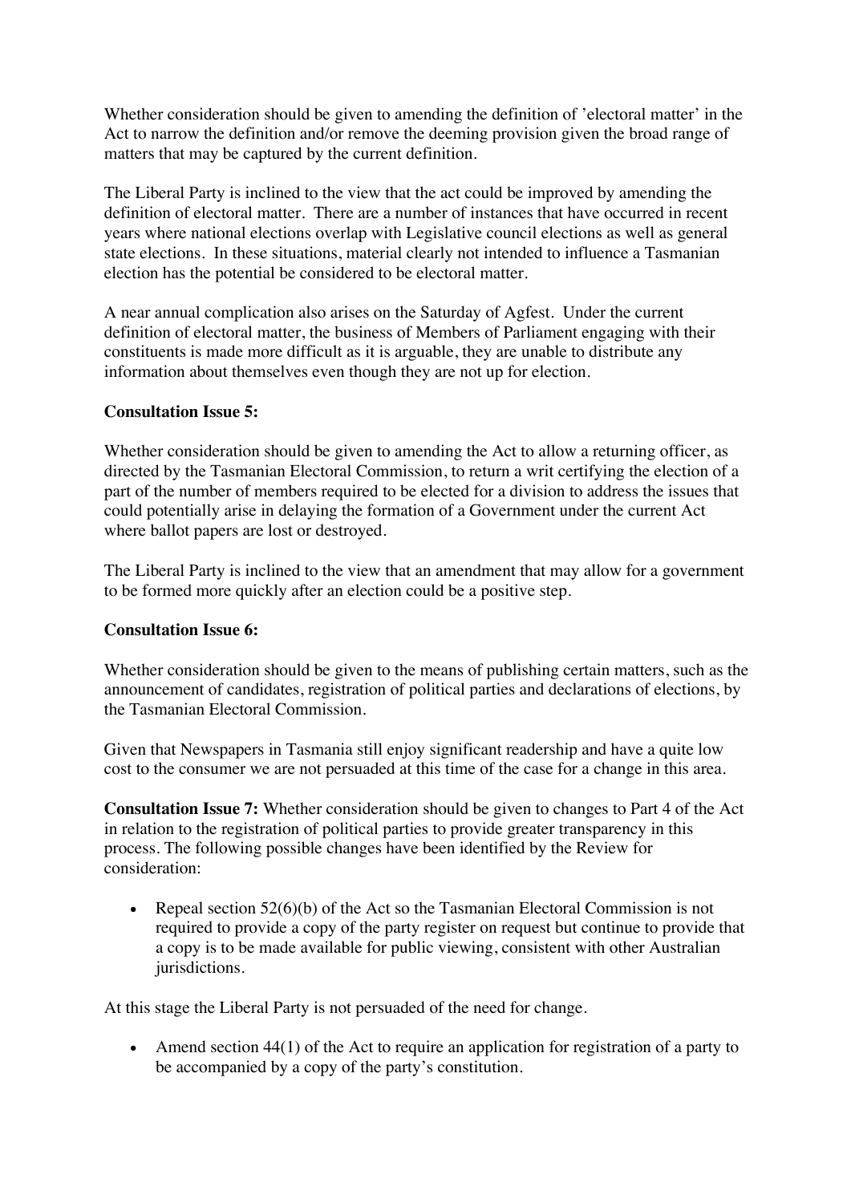Whether consideration should be given to amending the definition of 'electoral matter' in the Act to narrow the definition and/or remove the deeming provision given the broad range of matters that may be captured by the current definition.

The Liberal Party is inclined to the view that the act could be improved by amending the definition of electoral matter. There are a number of instances that have occurred in recent years where national elections overlap with Legislative council elections as well as general state elections. In these situations, material clearly not intended to influence a Tasmanian election has the potential be considered to be electoral matter.

A near annual complication also arises on the Saturday of Agfest. Under the current definition of electoral matter, the business of Members of Parliament engaging with their constituents is made more difficult as it is arguable, they are unable to distribute any information about themselves even though they are not up for election.

**Consultation Issue 5:**

Whether consideration should be given to amending the Act to allow a returning officer, as directed by the Tasmanian Electoral Commission, to return a writ certifying the election of a part of the number of members required to be elected for a division to address the issues that could potentially arise in delaying the formation of a Government under the current Act where ballot papers are lost or destroyed.

The Liberal Party is inclined to the view that an amendment that may allow for a government to be formed more quickly after an election could be a positive step.

**Consultation Issue 6:**

Whether consideration should be given to the means of publishing certain matters, such as the announcement of candidates, registration of political parties and declarations of elections, by the Tasmanian Electoral Commission.

Given that Newspapers in Tasmania still enjoy significant readership and have a quite low cost to the consumer we are not persuaded at this time of the case for a change in this area.

**Consultation Issue 7:** Whether consideration should be given to changes to Part 4 of the Act in relation to the registration of political parties to provide greater transparency in this process. The following possible changes have been identified by the Review for consideration:

- Repeal section 52(6)(b) of the Act so the Tasmanian Electoral Commission is not required to provide a copy of the party register on request but continue to provide that a copy is to be made available for public viewing, consistent with other Australian jurisdictions.

At this stage the Liberal Party is not persuaded of the need for change.

- Amend section 44(1) of the Act to require an application for registration of a party to be accompanied by a copy of the party's constitution.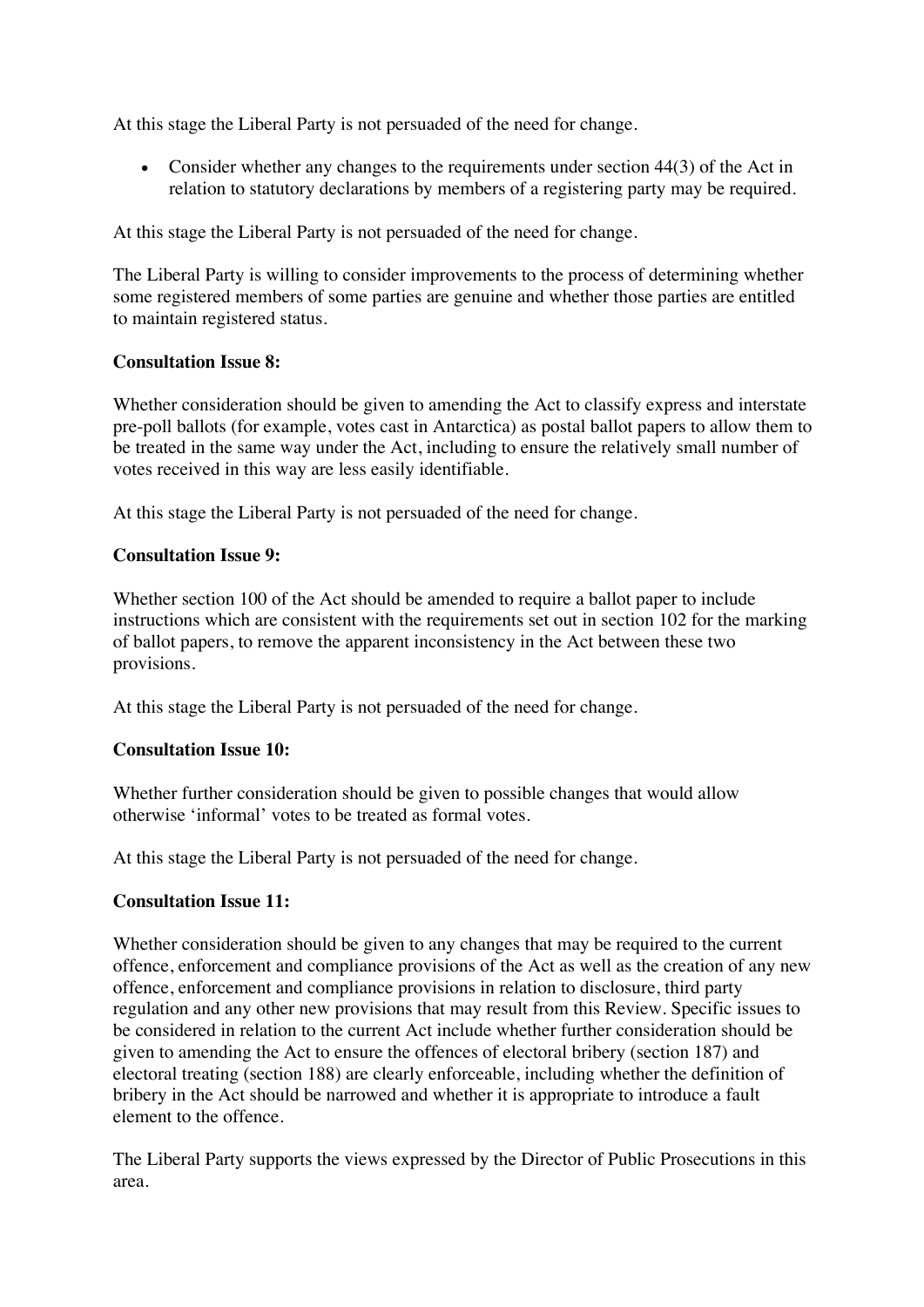At this stage the Liberal Party is not persuaded of the need for change.

- Consider whether any changes to the requirements under section 44(3) of the Act in relation to statutory declarations by members of a registering party may be required.

At this stage the Liberal Party is not persuaded of the need for change.

The Liberal Party is willing to consider improvements to the process of determining whether some registered members of some parties are genuine and whether those parties are entitled to maintain registered status.

**Consultation Issue 8:**

Whether consideration should be given to amending the Act to classify express and interstate pre-poll ballots (for example, votes cast in Antarctica) as postal ballot papers to allow them to be treated in the same way under the Act, including to ensure the relatively small number of votes received in this way are less easily identifiable.

At this stage the Liberal Party is not persuaded of the need for change.

**Consultation Issue 9:**

Whether section 100 of the Act should be amended to require a ballot paper to include instructions which are consistent with the requirements set out in section 102 for the marking of ballot papers, to remove the apparent inconsistency in the Act between these two provisions.

At this stage the Liberal Party is not persuaded of the need for change.

**Consultation Issue 10:**

Whether further consideration should be given to possible changes that would allow otherwise 'informal' votes to be treated as formal votes.

At this stage the Liberal Party is not persuaded of the need for change.

**Consultation Issue 11:**

Whether consideration should be given to any changes that may be required to the current offence, enforcement and compliance provisions of the Act as well as the creation of any new offence, enforcement and compliance provisions in relation to disclosure, third party regulation and any other new provisions that may result from this Review. Specific issues to be considered in relation to the current Act include whether further consideration should be given to amending the Act to ensure the offences of electoral bribery (section 187) and electoral treating (section 188) are clearly enforceable, including whether the definition of bribery in the Act should be narrowed and whether it is appropriate to introduce a fault element to the offence.

The Liberal Party supports the views expressed by the Director of Public Prosecutions in this area.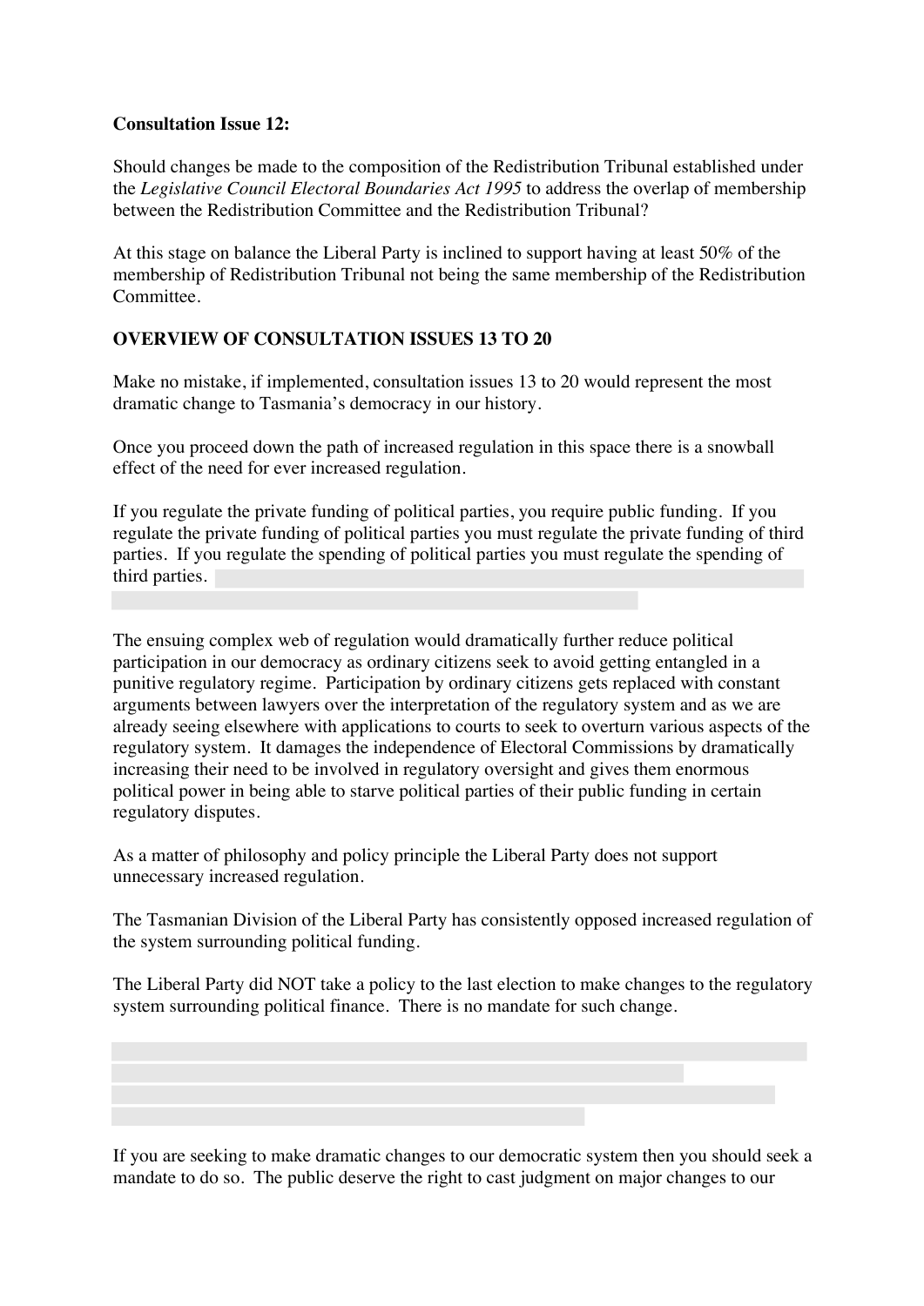**Consultation Issue 12:**

Should changes be made to the composition of the Redistribution Tribunal established under the *Legislative Council Electoral Boundaries Act 1995* to address the overlap of membership between the Redistribution Committee and the Redistribution Tribunal?

At this stage on balance the Liberal Party is inclined to support having at least 50% of the membership of Redistribution Tribunal not being the same membership of the Redistribution Committee.

**OVERVIEW OF CONSULTATION ISSUES 13 TO 20**

Make no mistake, if implemented, consultation issues 13 to 20 would represent the most dramatic change to Tasmania's democracy in our history.

Once you proceed down the path of increased regulation in this space there is a snowball effect of the need for ever increased regulation.

If you regulate the private funding of political parties, you require public funding. If you regulate the private funding of political parties you must regulate the private funding of third parties. If you regulate the spending of political parties you must regulate the spending of third parties.

The ensuing complex web of regulation would dramatically further reduce political participation in our democracy as ordinary citizens seek to avoid getting entangled in a punitive regulatory regime. Participation by ordinary citizens gets replaced with constant arguments between lawyers over the interpretation of the regulatory system and as we are already seeing elsewhere with applications to courts to seek to overturn various aspects of the regulatory system. It damages the independence of Electoral Commissions by dramatically increasing their need to be involved in regulatory oversight and gives them enormous political power in being able to starve political parties of their public funding in certain regulatory disputes.

As a matter of philosophy and policy principle the Liberal Party does not support unnecessary increased regulation.

The Tasmanian Division of the Liberal Party has consistently opposed increased regulation of the system surrounding political funding.

The Liberal Party did NOT take a policy to the last election to make changes to the regulatory system surrounding political finance. There is no mandate for such change.

If you are seeking to make dramatic changes to our democratic system then you should seek a mandate to do so. The public deserve the right to cast judgment on major changes to our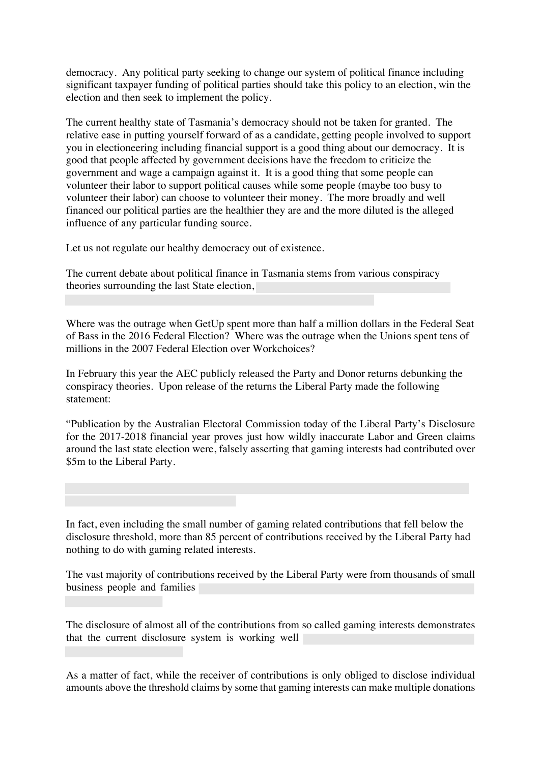democracy. Any political party seeking to change our system of political finance including significant taxpayer funding of political parties should take this policy to an election, win the election and then seek to implement the policy.

The current healthy state of Tasmania's democracy should not be taken for granted. The relative ease in putting yourself forward of as a candidate, getting people involved to support you in electioneering including financial support is a good thing about our democracy. It is good that people affected by government decisions have the freedom to criticize the government and wage a campaign against it. It is a good thing that some people can volunteer their labor to support political causes while some people (maybe too busy to volunteer their labor) can choose to volunteer their money. The more broadly and well financed our political parties are the healthier they are and the more diluted is the alleged influence of any particular funding source.

Let us not regulate our healthy democracy out of existence.

The current debate about political finance in Tasmania stems from various conspiracy theories surrounding the last State election,

Where was the outrage when GetUp spent more than half a million dollars in the Federal Seat of Bass in the 2016 Federal Election? Where was the outrage when the Unions spent tens of millions in the 2007 Federal Election over Workchoices?

In February this year the AEC publicly released the Party and Donor returns debunking the conspiracy theories. Upon release of the returns the Liberal Party made the following statement:

"Publication by the Australian Electoral Commission today of the Liberal Party's Disclosure for the 2017-2018 financial year proves just how wildly inaccurate Labor and Green claims around the last state election were, falsely asserting that gaming interests had contributed over $5m to the Liberal Party.

In fact, even including the small number of gaming related contributions that fell below the disclosure threshold, more than 85 percent of contributions received by the Liberal Party had nothing to do with gaming related interests.

The vast majority of contributions received by the Liberal Party were from thousands of small business people and families

The disclosure of almost all of the contributions from so called gaming interests demonstrates that the current disclosure system is working well

As a matter of fact, while the receiver of contributions is only obliged to disclose individual amounts above the threshold claims by some that gaming interests can make multiple donations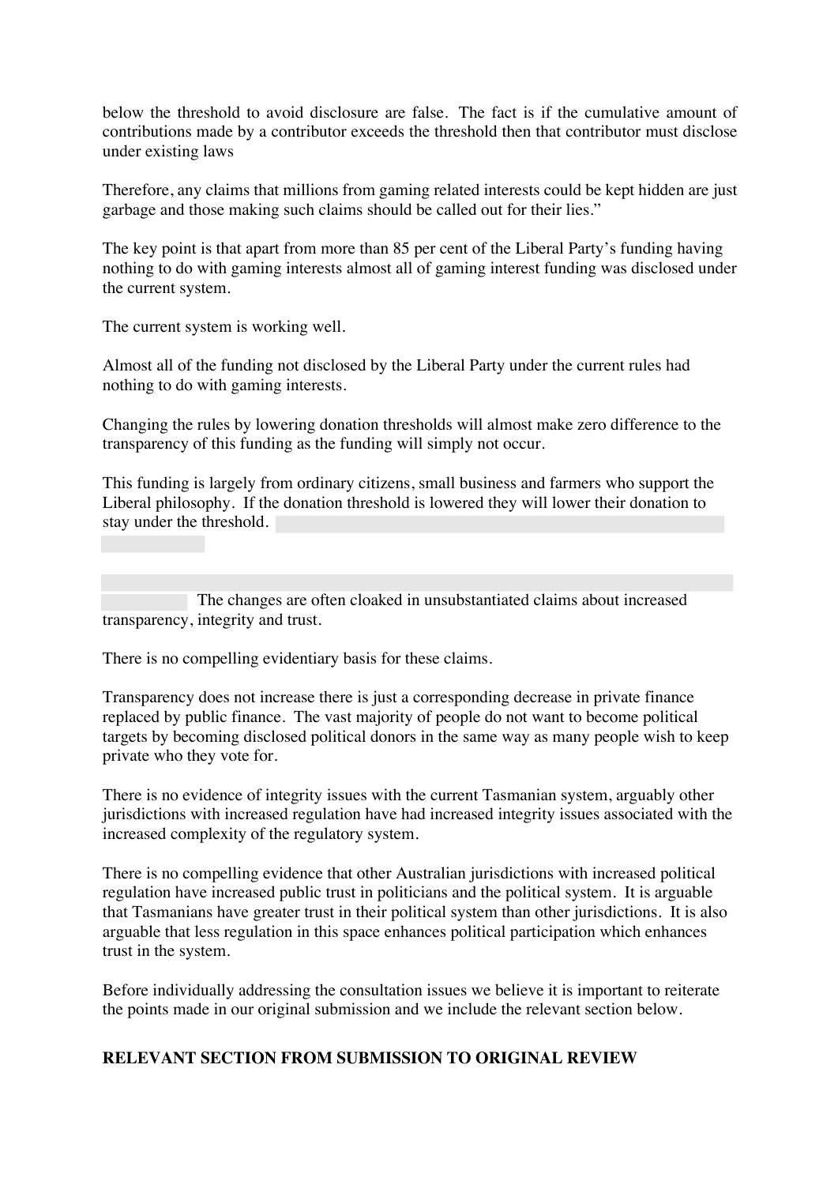below the threshold to avoid disclosure are false. The fact is if the cumulative amount of contributions made by a contributor exceeds the threshold then that contributor must disclose under existing laws

Therefore, any claims that millions from gaming related interests could be kept hidden are just garbage and those making such claims should be called out for their lies."

The key point is that apart from more than 85 per cent of the Liberal Party's funding having nothing to do with gaming interests almost all of gaming interest funding was disclosed under the current system.

The current system is working well.

Almost all of the funding not disclosed by the Liberal Party under the current rules had nothing to do with gaming interests.

Changing the rules by lowering donation thresholds will almost make zero difference to the transparency of this funding as the funding will simply not occur.

This funding is largely from ordinary citizens, small business and farmers who support the Liberal philosophy. If the donation threshold is lowered they will lower their donation to stay under the threshold.

The changes are often cloaked in unsubstantiated claims about increased transparency, integrity and trust.

There is no compelling evidentiary basis for these claims.

Transparency does not increase there is just a corresponding decrease in private finance replaced by public finance. The vast majority of people do not want to become political targets by becoming disclosed political donors in the same way as many people wish to keep private who they vote for.

There is no evidence of integrity issues with the current Tasmanian system, arguably other jurisdictions with increased regulation have had increased integrity issues associated with the increased complexity of the regulatory system.

There is no compelling evidence that other Australian jurisdictions with increased political regulation have increased public trust in politicians and the political system. It is arguable that Tasmanians have greater trust in their political system than other jurisdictions. It is also arguable that less regulation in this space enhances political participation which enhances trust in the system.

Before individually addressing the consultation issues we believe it is important to reiterate the points made in our original submission and we include the relevant section below.

**RELEVANT SECTION FROM SUBMISSION TO ORIGINAL REVIEW**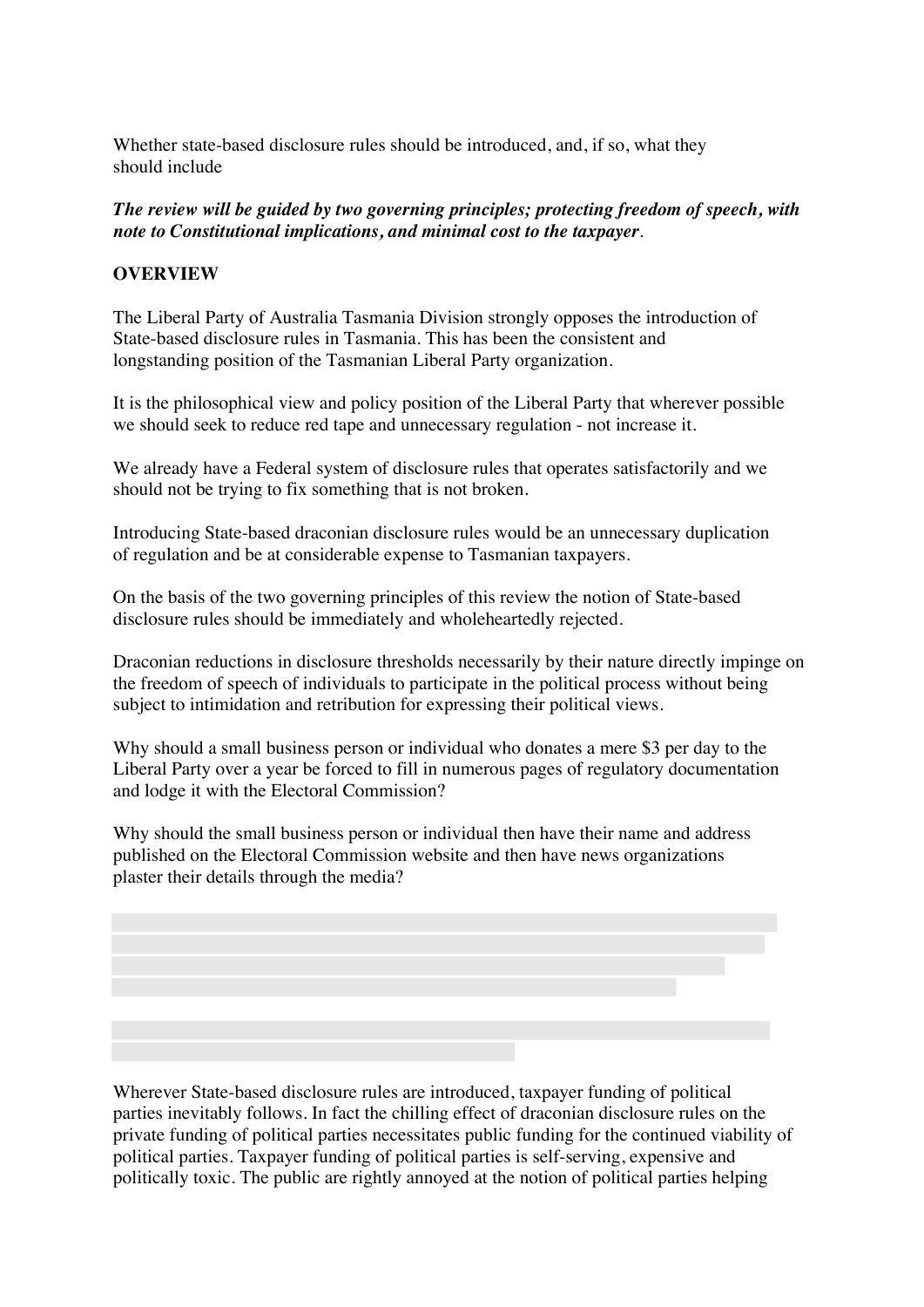Whether state-based disclosure rules should be introduced, and, if so, what they should include

***The review will be guided by two governing principles; protecting freedom of speech, with note to Constitutional implications, and minimal cost to the taxpayer***.

**OVERVIEW**

The Liberal Party of Australia Tasmania Division strongly opposes the introduction of State-based disclosure rules in Tasmania. This has been the consistent and longstanding position of the Tasmanian Liberal Party organization.

It is the philosophical view and policy position of the Liberal Party that wherever possible we should seek to reduce red tape and unnecessary regulation - not increase it.

We already have a Federal system of disclosure rules that operates satisfactorily and we should not be trying to fix something that is not broken.

Introducing State-based draconian disclosure rules would be an unnecessary duplication of regulation and be at considerable expense to Tasmanian taxpayers.

On the basis of the two governing principles of this review the notion of State-based disclosure rules should be immediately and wholeheartedly rejected.

Draconian reductions in disclosure thresholds necessarily by their nature directly impinge on the freedom of speech of individuals to participate in the political process without being subject to intimidation and retribution for expressing their political views.

Why should a small business person or individual who donates a mere $3 per day to the Liberal Party over a year be forced to fill in numerous pages of regulatory documentation and lodge it with the Electoral Commission?

Why should the small business person or individual then have their name and address published on the Electoral Commission website and then have news organizations plaster their details through the media?

Wherever State-based disclosure rules are introduced, taxpayer funding of political parties inevitably follows. In fact the chilling effect of draconian disclosure rules on the private funding of political parties necessitates public funding for the continued viability of political parties. Taxpayer funding of political parties is self-serving, expensive and politically toxic. The public are rightly annoyed at the notion of political parties helping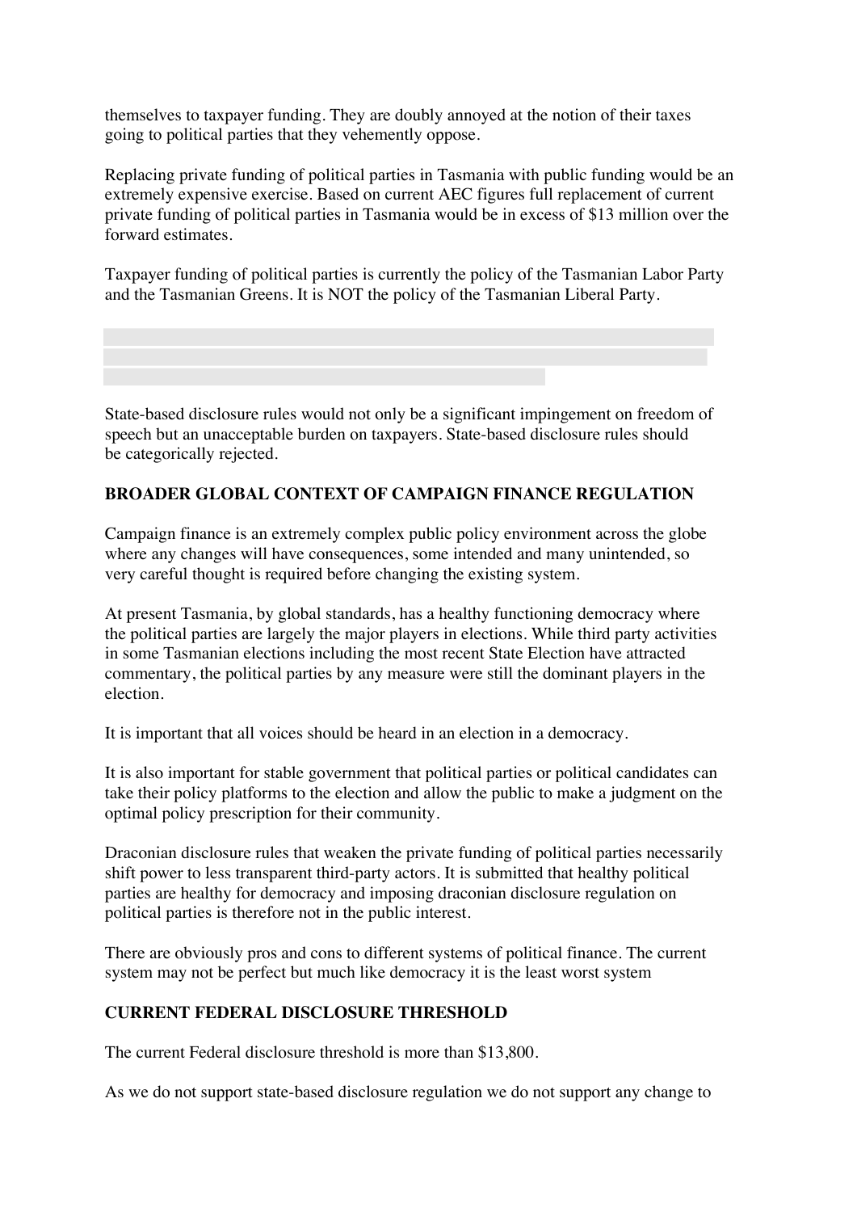themselves to taxpayer funding. They are doubly annoyed at the notion of their taxes going to political parties that they vehemently oppose.

Replacing private funding of political parties in Tasmania with public funding would be an extremely expensive exercise. Based on current AEC figures full replacement of current private funding of political parties in Tasmania would be in excess of $13 million over the forward estimates.

Taxpayer funding of political parties is currently the policy of the Tasmanian Labor Party and the Tasmanian Greens. It is NOT the policy of the Tasmanian Liberal Party.

State-based disclosure rules would not only be a significant impingement on freedom of speech but an unacceptable burden on taxpayers. State-based disclosure rules should be categorically rejected.

**BROADER GLOBAL CONTEXT OF CAMPAIGN FINANCE REGULATION**

Campaign finance is an extremely complex public policy environment across the globe where any changes will have consequences, some intended and many unintended, so very careful thought is required before changing the existing system.

At present Tasmania, by global standards, has a healthy functioning democracy where the political parties are largely the major players in elections. While third party activities in some Tasmanian elections including the most recent State Election have attracted commentary, the political parties by any measure were still the dominant players in the election.

It is important that all voices should be heard in an election in a democracy.

It is also important for stable government that political parties or political candidates can take their policy platforms to the election and allow the public to make a judgment on the optimal policy prescription for their community.

Draconian disclosure rules that weaken the private funding of political parties necessarily shift power to less transparent third-party actors. It is submitted that healthy political parties are healthy for democracy and imposing draconian disclosure regulation on political parties is therefore not in the public interest.

There are obviously pros and cons to different systems of political finance. The current system may not be perfect but much like democracy it is the least worst system

**CURRENT FEDERAL DISCLOSURE THRESHOLD**

The current Federal disclosure threshold is more than $13,800.

As we do not support state-based disclosure regulation we do not support any change to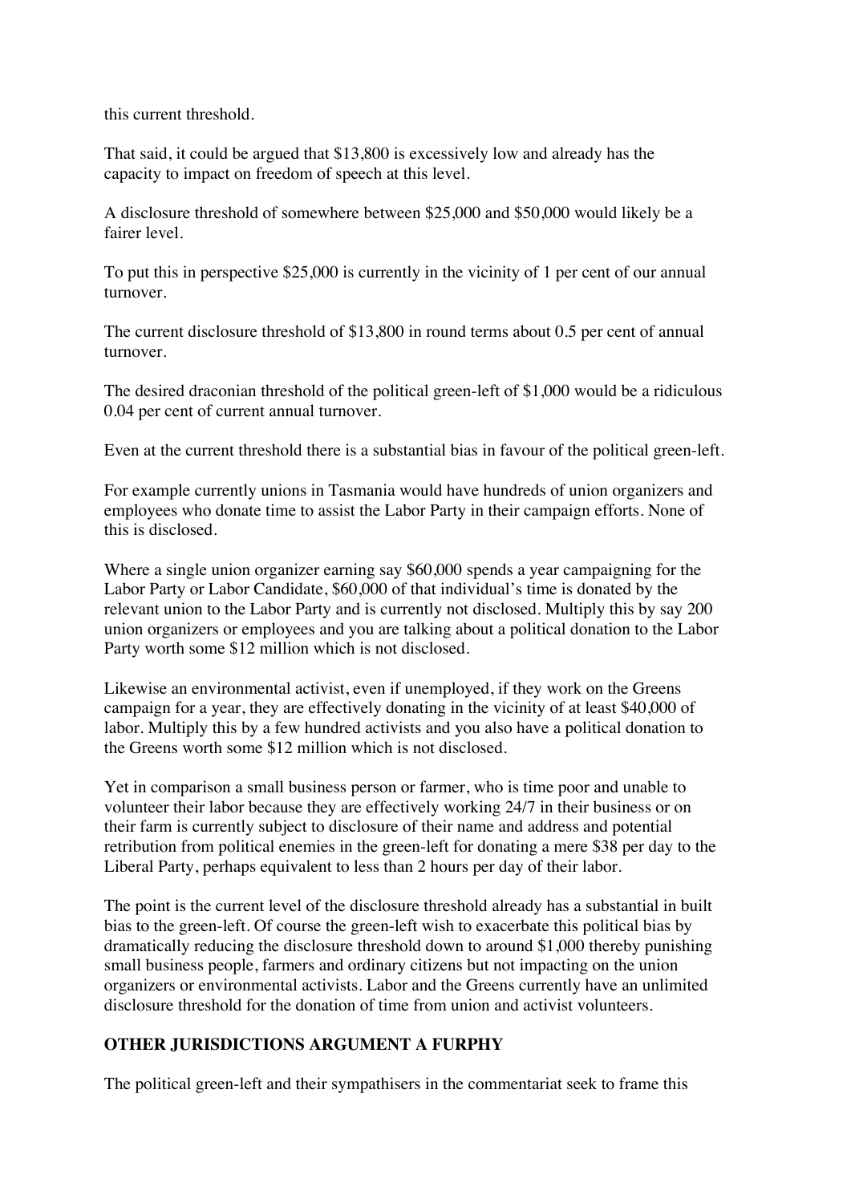this current threshold.

That said, it could be argued that $13,800 is excessively low and already has the capacity to impact on freedom of speech at this level.

A disclosure threshold of somewhere between $25,000 and $50,000 would likely be a fairer level.

To put this in perspective $25,000 is currently in the vicinity of 1 per cent of our annual turnover.

The current disclosure threshold of $13,800 in round terms about 0.5 per cent of annual turnover.

The desired draconian threshold of the political green-left of $1,000 would be a ridiculous 0.04 per cent of current annual turnover.

Even at the current threshold there is a substantial bias in favour of the political green-left.

For example currently unions in Tasmania would have hundreds of union organizers and employees who donate time to assist the Labor Party in their campaign efforts. None of this is disclosed.

Where a single union organizer earning say $60,000 spends a year campaigning for the Labor Party or Labor Candidate, $60,000 of that individual's time is donated by the relevant union to the Labor Party and is currently not disclosed. Multiply this by say 200 union organizers or employees and you are talking about a political donation to the Labor Party worth some $12 million which is not disclosed.

Likewise an environmental activist, even if unemployed, if they work on the Greens campaign for a year, they are effectively donating in the vicinity of at least $40,000 of labor. Multiply this by a few hundred activists and you also have a political donation to the Greens worth some $12 million which is not disclosed.

Yet in comparison a small business person or farmer, who is time poor and unable to volunteer their labor because they are effectively working 24/7 in their business or on their farm is currently subject to disclosure of their name and address and potential retribution from political enemies in the green-left for donating a mere $38 per day to the Liberal Party, perhaps equivalent to less than 2 hours per day of their labor.

The point is the current level of the disclosure threshold already has a substantial in built bias to the green-left. Of course the green-left wish to exacerbate this political bias by dramatically reducing the disclosure threshold down to around $1,000 thereby punishing small business people, farmers and ordinary citizens but not impacting on the union organizers or environmental activists. Labor and the Greens currently have an unlimited disclosure threshold for the donation of time from union and activist volunteers.

**OTHER JURISDICTIONS ARGUMENT A FURPHY**

The political green-left and their sympathisers in the commentariat seek to frame this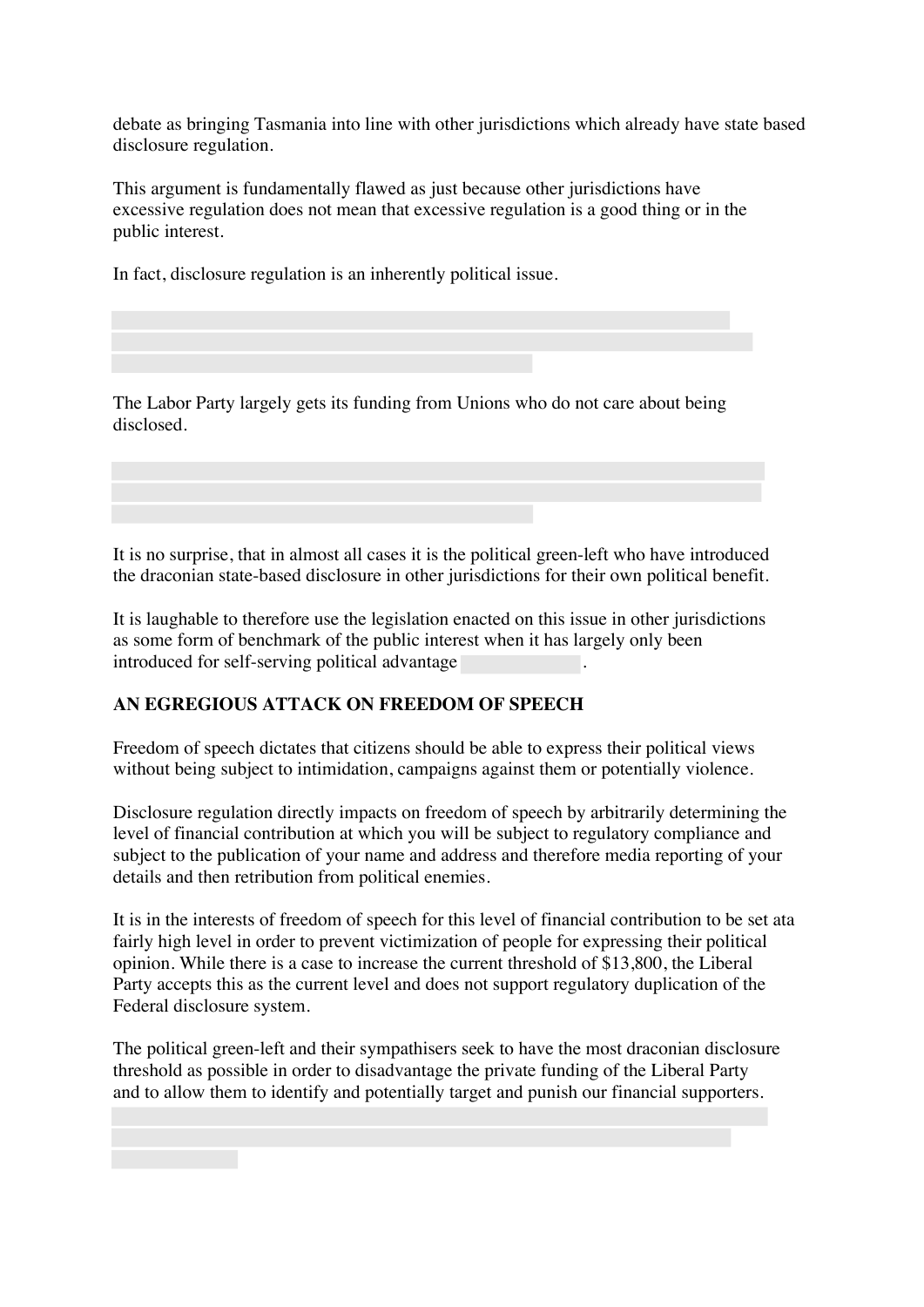debate as bringing Tasmania into line with other jurisdictions which already have state based disclosure regulation.

This argument is fundamentally flawed as just because other jurisdictions have excessive regulation does not mean that excessive regulation is a good thing or in the public interest.

In fact, disclosure regulation is an inherently political issue.

The Labor Party largely gets its funding from Unions who do not care about being disclosed.

It is no surprise, that in almost all cases it is the political green-left who have introduced the draconian state-based disclosure in other jurisdictions for their own political benefit.

It is laughable to therefore use the legislation enacted on this issue in other jurisdictions as some form of benchmark of the public interest when it has largely only been introduced for self-serving political advantage .

**AN EGREGIOUS ATTACK ON FREEDOM OF SPEECH**

Freedom of speech dictates that citizens should be able to express their political views without being subject to intimidation, campaigns against them or potentially violence.

Disclosure regulation directly impacts on freedom of speech by arbitrarily determining the level of financial contribution at which you will be subject to regulatory compliance and subject to the publication of your name and address and therefore media reporting of your details and then retribution from political enemies.

It is in the interests of freedom of speech for this level of financial contribution to be set ata fairly high level in order to prevent victimization of people for expressing their political opinion. While there is a case to increase the current threshold of $13,800, the Liberal Party accepts this as the current level and does not support regulatory duplication of the Federal disclosure system.

The political green-left and their sympathisers seek to have the most draconian disclosure threshold as possible in order to disadvantage the private funding of the Liberal Party and to allow them to identify and potentially target and punish our financial supporters.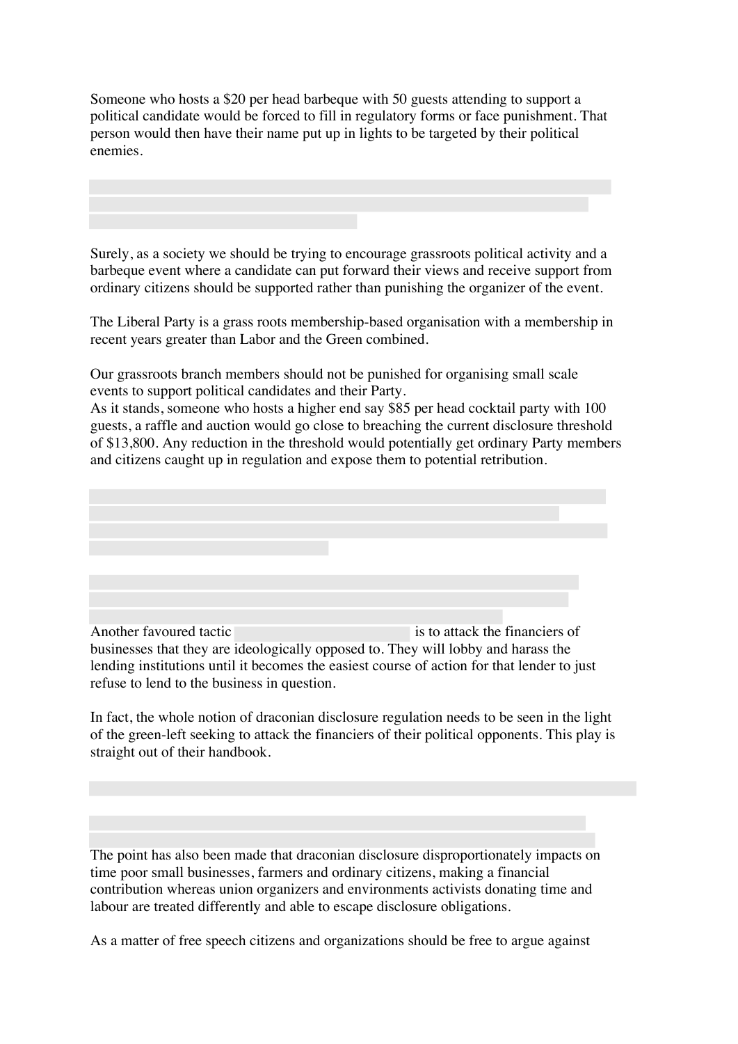Someone who hosts a $20 per head barbeque with 50 guests attending to support a political candidate would be forced to fill in regulatory forms or face punishment. That person would then have their name put up in lights to be targeted by their political enemies.

Surely, as a society we should be trying to encourage grassroots political activity and a barbeque event where a candidate can put forward their views and receive support from ordinary citizens should be supported rather than punishing the organizer of the event.

The Liberal Party is a grass roots membership-based organisation with a membership in recent years greater than Labor and the Green combined.

Our grassroots branch members should not be punished for organising small scale events to support political candidates and their Party.
As it stands, someone who hosts a higher end say $85 per head cocktail party with 100 guests, a raffle and auction would go close to breaching the current disclosure threshold of $13,800. Any reduction in the threshold would potentially get ordinary Party members and citizens caught up in regulation and expose them to potential retribution.

Another favoured tactic is to attack the financiers of businesses that they are ideologically opposed to. They will lobby and harass the lending institutions until it becomes the easiest course of action for that lender to just refuse to lend to the business in question.

In fact, the whole notion of draconian disclosure regulation needs to be seen in the light of the green-left seeking to attack the financiers of their political opponents. This play is straight out of their handbook.

The point has also been made that draconian disclosure disproportionately impacts on time poor small businesses, farmers and ordinary citizens, making a financial contribution whereas union organizers and environments activists donating time and labour are treated differently and able to escape disclosure obligations.

As a matter of free speech citizens and organizations should be free to argue against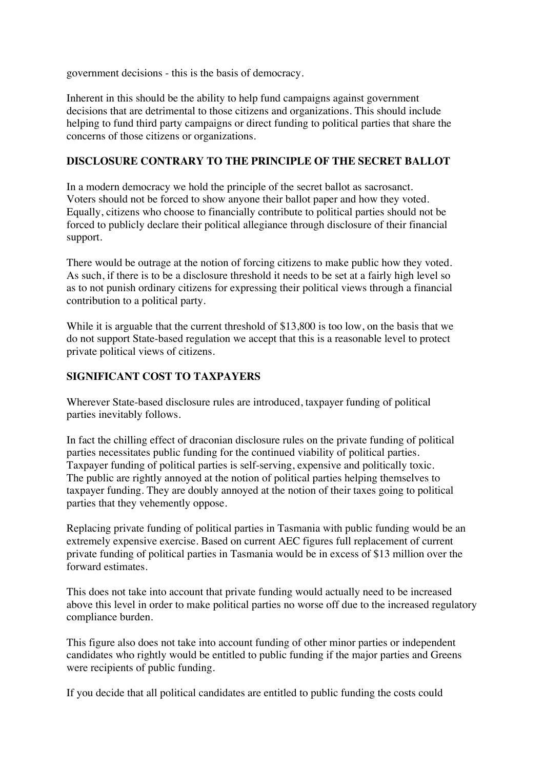government decisions - this is the basis of democracy.

Inherent in this should be the ability to help fund campaigns against government decisions that are detrimental to those citizens and organizations. This should include helping to fund third party campaigns or direct funding to political parties that share the concerns of those citizens or organizations.

**DISCLOSURE CONTRARY TO THE PRINCIPLE OF THE SECRET BALLOT**

In a modern democracy we hold the principle of the secret ballot as sacrosanct. Voters should not be forced to show anyone their ballot paper and how they voted. Equally, citizens who choose to financially contribute to political parties should not be forced to publicly declare their political allegiance through disclosure of their financial support.

There would be outrage at the notion of forcing citizens to make public how they voted. As such, if there is to be a disclosure threshold it needs to be set at a fairly high level so as to not punish ordinary citizens for expressing their political views through a financial contribution to a political party.

While it is arguable that the current threshold of $13,800 is too low, on the basis that we do not support State-based regulation we accept that this is a reasonable level to protect private political views of citizens.

**SIGNIFICANT COST TO TAXPAYERS**

Wherever State-based disclosure rules are introduced, taxpayer funding of political parties inevitably follows.

In fact the chilling effect of draconian disclosure rules on the private funding of political parties necessitates public funding for the continued viability of political parties. Taxpayer funding of political parties is self-serving, expensive and politically toxic. The public are rightly annoyed at the notion of political parties helping themselves to taxpayer funding. They are doubly annoyed at the notion of their taxes going to political parties that they vehemently oppose.

Replacing private funding of political parties in Tasmania with public funding would be an extremely expensive exercise. Based on current AEC figures full replacement of current private funding of political parties in Tasmania would be in excess of $13 million over the forward estimates.

This does not take into account that private funding would actually need to be increased above this level in order to make political parties no worse off due to the increased regulatory compliance burden.

This figure also does not take into account funding of other minor parties or independent candidates who rightly would be entitled to public funding if the major parties and Greens were recipients of public funding.

If you decide that all political candidates are entitled to public funding the costs could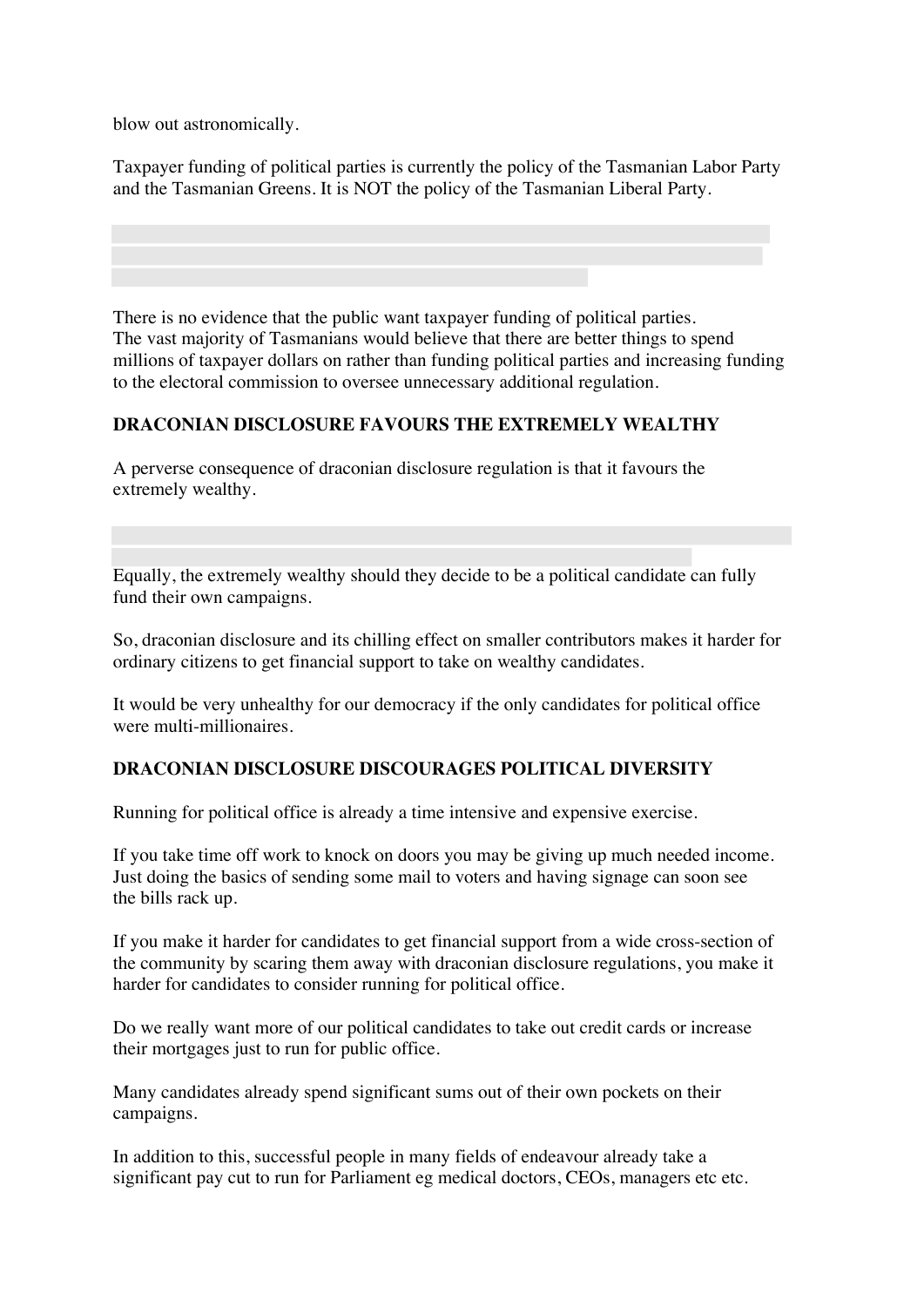blow out astronomically.

Taxpayer funding of political parties is currently the policy of the Tasmanian Labor Party and the Tasmanian Greens. It is NOT the policy of the Tasmanian Liberal Party.

There is no evidence that the public want taxpayer funding of political parties.
The vast majority of Tasmanians would believe that there are better things to spend millions of taxpayer dollars on rather than funding political parties and increasing funding to the electoral commission to oversee unnecessary additional regulation.

**DRACONIAN DISCLOSURE FAVOURS THE EXTREMELY WEALTHY**

A perverse consequence of draconian disclosure regulation is that it favours the extremely wealthy.

Equally, the extremely wealthy should they decide to be a political candidate can fully fund their own campaigns.

So, draconian disclosure and its chilling effect on smaller contributors makes it harder for ordinary citizens to get financial support to take on wealthy candidates.

It would be very unhealthy for our democracy if the only candidates for political office were multi-millionaires.

**DRACONIAN DISCLOSURE DISCOURAGES POLITICAL DIVERSITY**

Running for political office is already a time intensive and expensive exercise.

If you take time off work to knock on doors you may be giving up much needed income. Just doing the basics of sending some mail to voters and having signage can soon see the bills rack up.

If you make it harder for candidates to get financial support from a wide cross-section of the community by scaring them away with draconian disclosure regulations, you make it harder for candidates to consider running for political office.

Do we really want more of our political candidates to take out credit cards or increase their mortgages just to run for public office.

Many candidates already spend significant sums out of their own pockets on their campaigns.

In addition to this, successful people in many fields of endeavour already take a significant pay cut to run for Parliament eg medical doctors, CEOs, managers etc etc.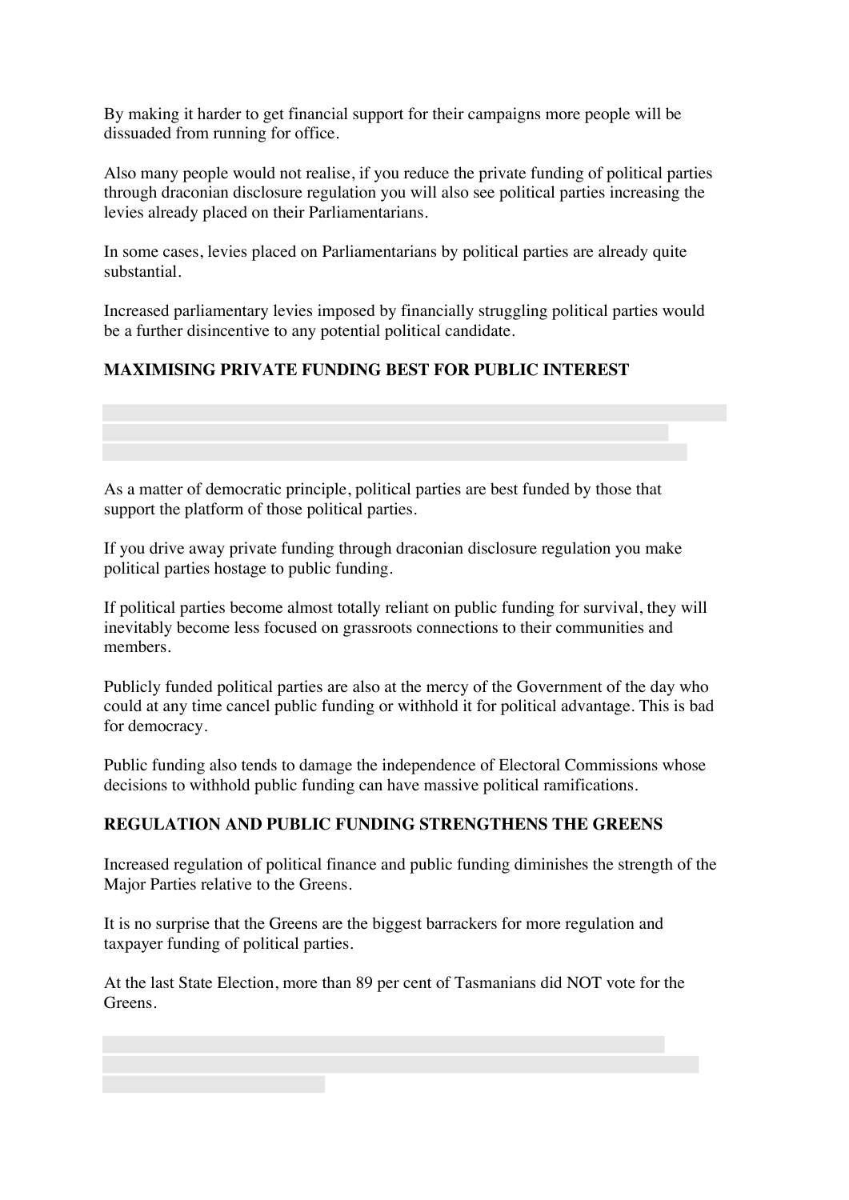By making it harder to get financial support for their campaigns more people will be dissuaded from running for office.

Also many people would not realise, if you reduce the private funding of political parties through draconian disclosure regulation you will also see political parties increasing the levies already placed on their Parliamentarians.

In some cases, levies placed on Parliamentarians by political parties are already quite substantial.

Increased parliamentary levies imposed by financially struggling political parties would be a further disincentive to any potential political candidate.

**MAXIMISING PRIVATE FUNDING BEST FOR PUBLIC INTEREST**

As a matter of democratic principle, political parties are best funded by those that support the platform of those political parties.

If you drive away private funding through draconian disclosure regulation you make political parties hostage to public funding.

If political parties become almost totally reliant on public funding for survival, they will inevitably become less focused on grassroots connections to their communities and members.

Publicly funded political parties are also at the mercy of the Government of the day who could at any time cancel public funding or withhold it for political advantage. This is bad for democracy.

Public funding also tends to damage the independence of Electoral Commissions whose decisions to withhold public funding can have massive political ramifications.

**REGULATION AND PUBLIC FUNDING STRENGTHENS THE GREENS**

Increased regulation of political finance and public funding diminishes the strength of the Major Parties relative to the Greens.

It is no surprise that the Greens are the biggest barrackers for more regulation and taxpayer funding of political parties.

At the last State Election, more than 89 per cent of Tasmanians did NOT vote for the Greens.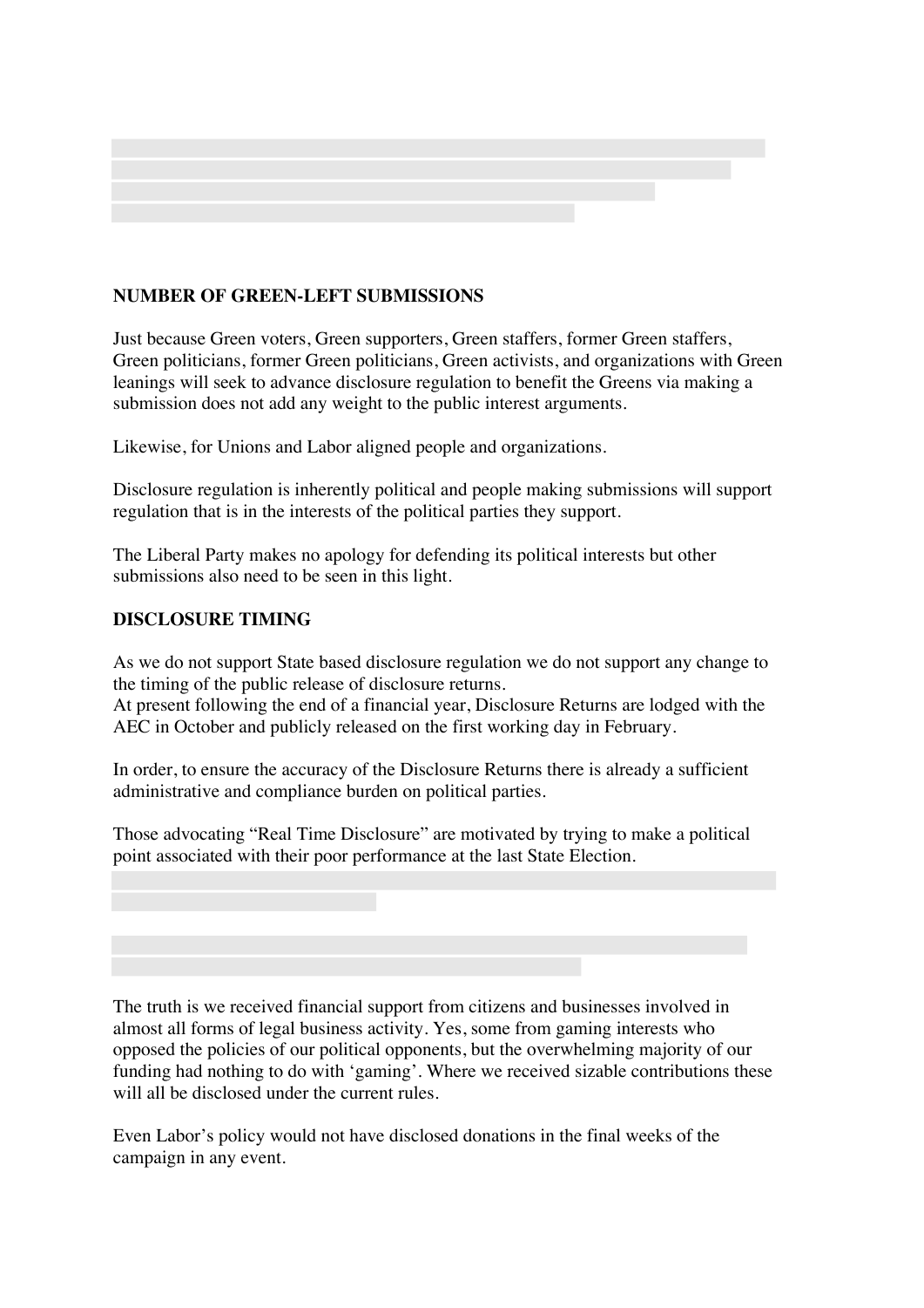## NUMBER OF GREEN-LEFT SUBMISSIONS

Just because Green voters, Green supporters, Green staffers, former Green staffers, Green politicians, former Green politicians, Green activists, and organizations with Green leanings will seek to advance disclosure regulation to benefit the Greens via making a submission does not add any weight to the public interest arguments.

Likewise, for Unions and Labor aligned people and organizations.

Disclosure regulation is inherently political and people making submissions will support regulation that is in the interests of the political parties they support.

The Liberal Party makes no apology for defending its political interests but other submissions also need to be seen in this light.

## DISCLOSURE TIMING

As we do not support State based disclosure regulation we do not support any change to the timing of the public release of disclosure returns.
At present following the end of a financial year, Disclosure Returns are lodged with the AEC in October and publicly released on the first working day in February.

In order, to ensure the accuracy of the Disclosure Returns there is already a sufficient administrative and compliance burden on political parties.

Those advocating "Real Time Disclosure" are motivated by trying to make a political point associated with their poor performance at the last State Election.

The truth is we received financial support from citizens and businesses involved in almost all forms of legal business activity. Yes, some from gaming interests who opposed the policies of our political opponents, but the overwhelming majority of our funding had nothing to do with 'gaming'. Where we received sizable contributions these will all be disclosed under the current rules.

Even Labor's policy would not have disclosed donations in the final weeks of the campaign in any event.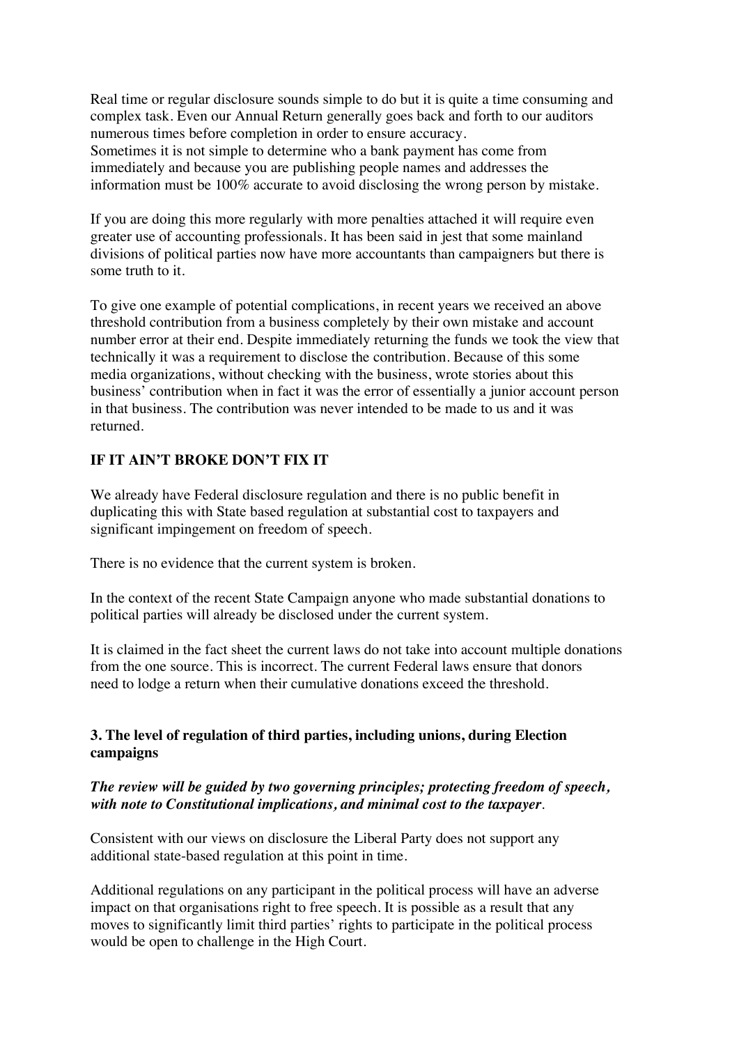Real time or regular disclosure sounds simple to do but it is quite a time consuming and complex task. Even our Annual Return generally goes back and forth to our auditors numerous times before completion in order to ensure accuracy.
Sometimes it is not simple to determine who a bank payment has come from immediately and because you are publishing people names and addresses the information must be 100% accurate to avoid disclosing the wrong person by mistake.

If you are doing this more regularly with more penalties attached it will require even greater use of accounting professionals. It has been said in jest that some mainland divisions of political parties now have more accountants than campaigners but there is some truth to it.

To give one example of potential complications, in recent years we received an above threshold contribution from a business completely by their own mistake and account number error at their end. Despite immediately returning the funds we took the view that technically it was a requirement to disclose the contribution. Because of this some media organizations, without checking with the business, wrote stories about this business' contribution when in fact it was the error of essentially a junior account person in that business. The contribution was never intended to be made to us and it was returned.

**IF IT AIN'T BROKE DON'T FIX IT**

We already have Federal disclosure regulation and there is no public benefit in duplicating this with State based regulation at substantial cost to taxpayers and significant impingement on freedom of speech.

There is no evidence that the current system is broken.

In the context of the recent State Campaign anyone who made substantial donations to political parties will already be disclosed under the current system.

It is claimed in the fact sheet the current laws do not take into account multiple donations from the one source. This is incorrect. The current Federal laws ensure that donors need to lodge a return when their cumulative donations exceed the threshold.

### 3. The level of regulation of third parties, including unions, during Election campaigns

***The review will be guided by two governing principles; protecting freedom of speech, with note to Constitutional implications, and minimal cost to the taxpayer.***

Consistent with our views on disclosure the Liberal Party does not support any additional state-based regulation at this point in time.

Additional regulations on any participant in the political process will have an adverse impact on that organisations right to free speech. It is possible as a result that any moves to significantly limit third parties' rights to participate in the political process would be open to challenge in the High Court.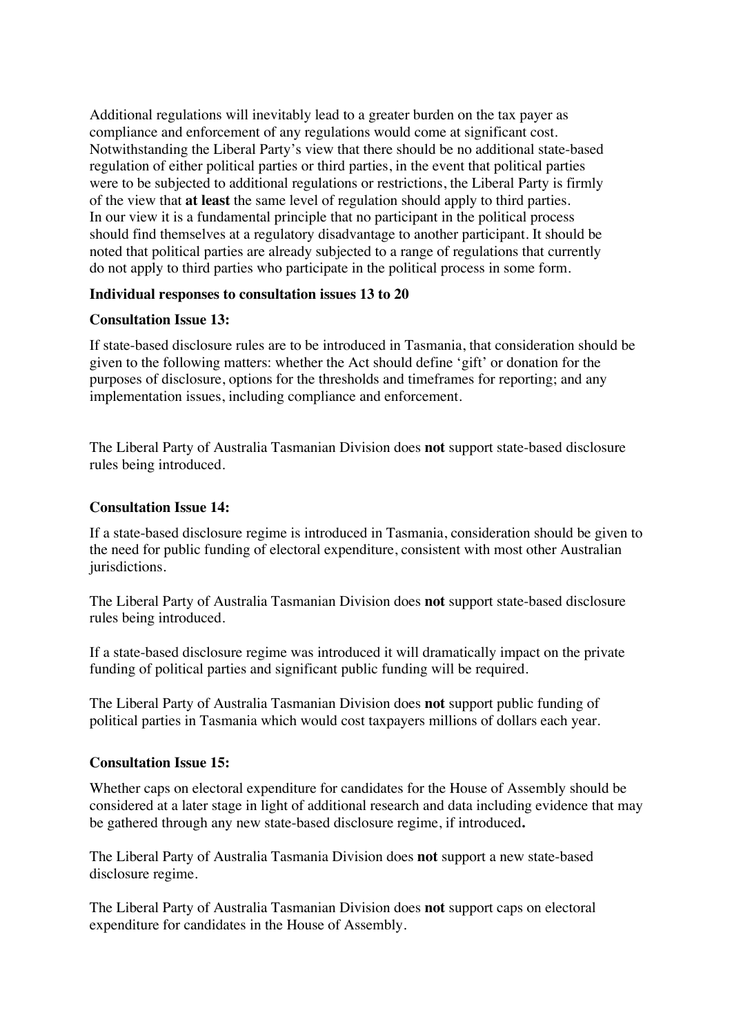Additional regulations will inevitably lead to a greater burden on the tax payer as compliance and enforcement of any regulations would come at significant cost. Notwithstanding the Liberal Party's view that there should be no additional state-based regulation of either political parties or third parties, in the event that political parties were to be subjected to additional regulations or restrictions, the Liberal Party is firmly of the view that **at least** the same level of regulation should apply to third parties. In our view it is a fundamental principle that no participant in the political process should find themselves at a regulatory disadvantage to another participant. It should be noted that political parties are already subjected to a range of regulations that currently do not apply to third parties who participate in the political process in some form.

**Individual responses to consultation issues 13 to 20**

**Consultation Issue 13:**

If state-based disclosure rules are to be introduced in Tasmania, that consideration should be given to the following matters: whether the Act should define 'gift' or donation for the purposes of disclosure, options for the thresholds and timeframes for reporting; and any implementation issues, including compliance and enforcement.

The Liberal Party of Australia Tasmanian Division does **not** support state-based disclosure rules being introduced.

**Consultation Issue 14:**

If a state-based disclosure regime is introduced in Tasmania, consideration should be given to the need for public funding of electoral expenditure, consistent with most other Australian jurisdictions.

The Liberal Party of Australia Tasmanian Division does **not** support state-based disclosure rules being introduced.

If a state-based disclosure regime was introduced it will dramatically impact on the private funding of political parties and significant public funding will be required.

The Liberal Party of Australia Tasmanian Division does **not** support public funding of political parties in Tasmania which would cost taxpayers millions of dollars each year.

**Consultation Issue 15:**

Whether caps on electoral expenditure for candidates for the House of Assembly should be considered at a later stage in light of additional research and data including evidence that may be gathered through any new state-based disclosure regime, if introduced**.**

The Liberal Party of Australia Tasmania Division does **not** support a new state-based disclosure regime.

The Liberal Party of Australia Tasmanian Division does **not** support caps on electoral expenditure for candidates in the House of Assembly.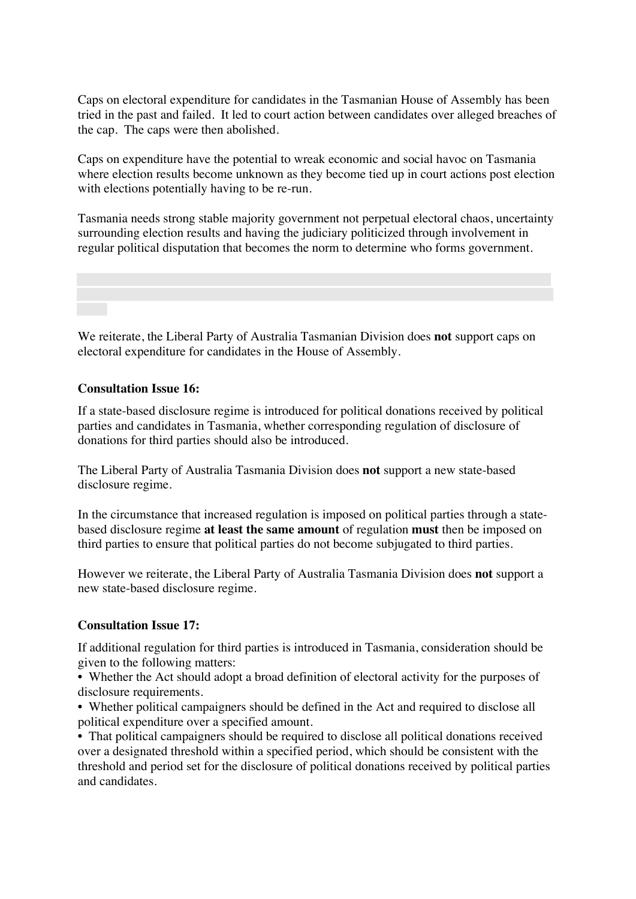Caps on electoral expenditure for candidates in the Tasmanian House of Assembly has been tried in the past and failed. It led to court action between candidates over alleged breaches of the cap. The caps were then abolished.

Caps on expenditure have the potential to wreak economic and social havoc on Tasmania where election results become unknown as they become tied up in court actions post election with elections potentially having to be re-run.

Tasmania needs strong stable majority government not perpetual electoral chaos, uncertainty surrounding election results and having the judiciary politicized through involvement in regular political disputation that becomes the norm to determine who forms government.

We reiterate, the Liberal Party of Australia Tasmanian Division does **not** support caps on electoral expenditure for candidates in the House of Assembly.

**Consultation Issue 16:**

If a state-based disclosure regime is introduced for political donations received by political parties and candidates in Tasmania, whether corresponding regulation of disclosure of donations for third parties should also be introduced.

The Liberal Party of Australia Tasmania Division does **not** support a new state-based disclosure regime.

In the circumstance that increased regulation is imposed on political parties through a state-based disclosure regime **at least the same amount** of regulation **must** then be imposed on third parties to ensure that political parties do not become subjugated to third parties.

However we reiterate, the Liberal Party of Australia Tasmania Division does **not** support a new state-based disclosure regime.

**Consultation Issue 17:**

If additional regulation for third parties is introduced in Tasmania, consideration should be given to the following matters:

- Whether the Act should adopt a broad definition of electoral activity for the purposes of disclosure requirements.
- Whether political campaigners should be defined in the Act and required to disclose all political expenditure over a specified amount.
- That political campaigners should be required to disclose all political donations received over a designated threshold within a specified period, which should be consistent with the threshold and period set for the disclosure of political donations received by political parties and candidates.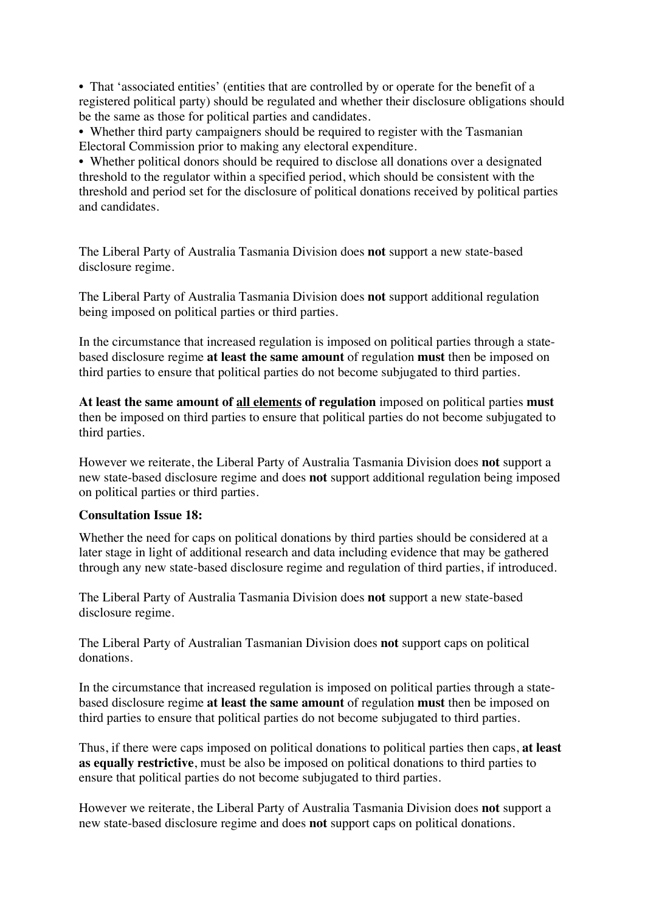- That 'associated entities' (entities that are controlled by or operate for the benefit of a registered political party) should be regulated and whether their disclosure obligations should be the same as those for political parties and candidates.
- Whether third party campaigners should be required to register with the Tasmanian Electoral Commission prior to making any electoral expenditure.
- Whether political donors should be required to disclose all donations over a designated threshold to the regulator within a specified period, which should be consistent with the threshold and period set for the disclosure of political donations received by political parties and candidates.

The Liberal Party of Australia Tasmania Division does **not** support a new state-based disclosure regime.

The Liberal Party of Australia Tasmania Division does **not** support additional regulation being imposed on political parties or third parties.

In the circumstance that increased regulation is imposed on political parties through a state-based disclosure regime **at least the same amount** of regulation **must** then be imposed on third parties to ensure that political parties do not become subjugated to third parties.

**At least the same amount of <u>all elements</u> of regulation** imposed on political parties **must** then be imposed on third parties to ensure that political parties do not become subjugated to third parties.

However we reiterate, the Liberal Party of Australia Tasmania Division does **not** support a new state-based disclosure regime and does **not** support additional regulation being imposed on political parties or third parties.

**Consultation Issue 18:**

Whether the need for caps on political donations by third parties should be considered at a later stage in light of additional research and data including evidence that may be gathered through any new state-based disclosure regime and regulation of third parties, if introduced.

The Liberal Party of Australia Tasmania Division does **not** support a new state-based disclosure regime.

The Liberal Party of Australian Tasmanian Division does **not** support caps on political donations.

In the circumstance that increased regulation is imposed on political parties through a state-based disclosure regime **at least the same amount** of regulation **must** then be imposed on third parties to ensure that political parties do not become subjugated to third parties.

Thus, if there were caps imposed on political donations to political parties then caps, **at least as equally restrictive**, must be also be imposed on political donations to third parties to ensure that political parties do not become subjugated to third parties.

However we reiterate, the Liberal Party of Australia Tasmania Division does **not** support a new state-based disclosure regime and does **not** support caps on political donations.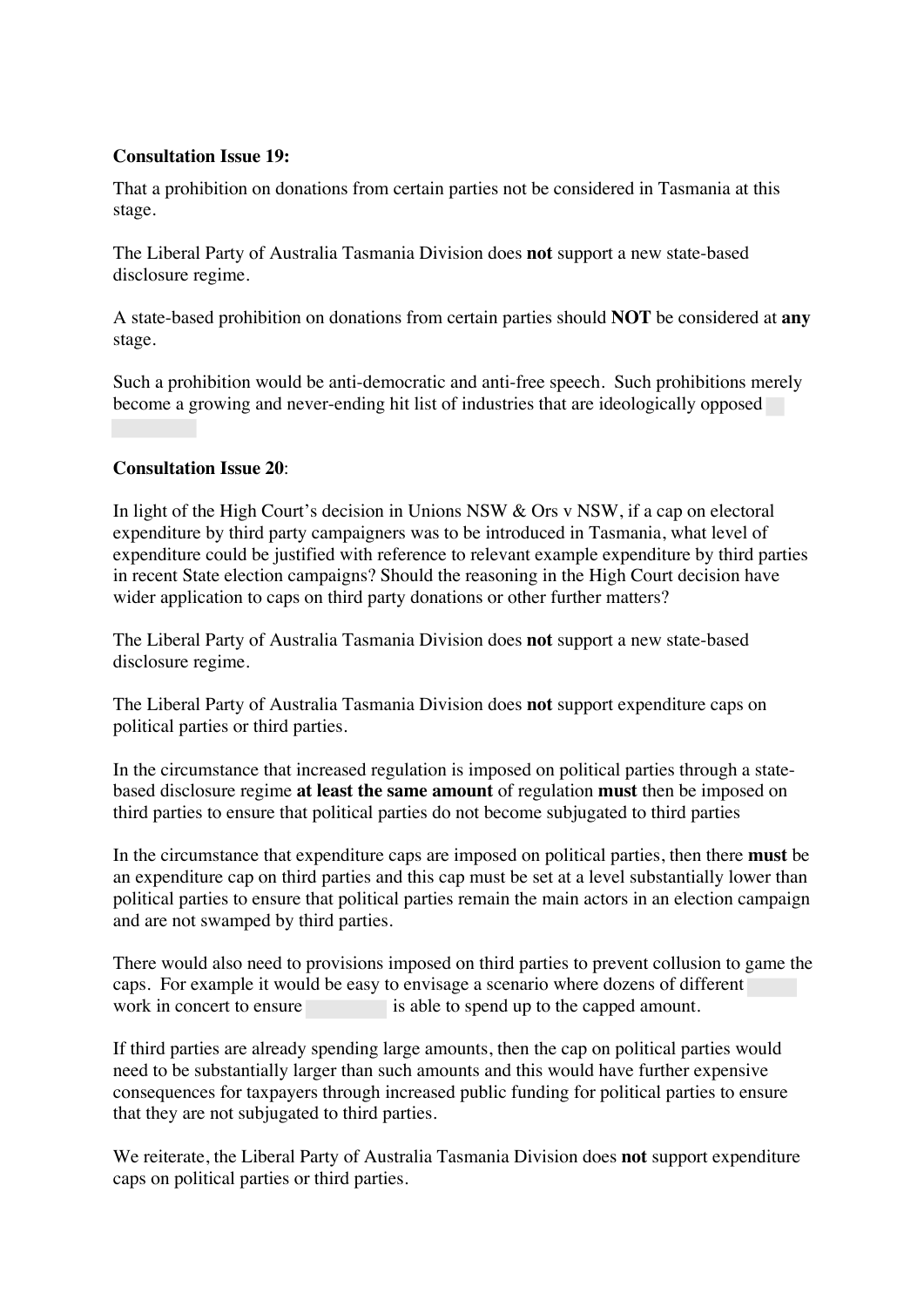**Consultation Issue 19:**

That a prohibition on donations from certain parties not be considered in Tasmania at this stage.

The Liberal Party of Australia Tasmania Division does **not** support a new state-based disclosure regime.

A state-based prohibition on donations from certain parties should **NOT** be considered at **any** stage.

Such a prohibition would be anti-democratic and anti-free speech. Such prohibitions merely become a growing and never-ending hit list of industries that are ideologically opposed

**Consultation Issue 20**:

In light of the High Court's decision in Unions NSW & Ors v NSW, if a cap on electoral expenditure by third party campaigners was to be introduced in Tasmania, what level of expenditure could be justified with reference to relevant example expenditure by third parties in recent State election campaigns? Should the reasoning in the High Court decision have wider application to caps on third party donations or other further matters?

The Liberal Party of Australia Tasmania Division does **not** support a new state-based disclosure regime.

The Liberal Party of Australia Tasmania Division does **not** support expenditure caps on political parties or third parties.

In the circumstance that increased regulation is imposed on political parties through a state-based disclosure regime **at least the same amount** of regulation **must** then be imposed on third parties to ensure that political parties do not become subjugated to third parties

In the circumstance that expenditure caps are imposed on political parties, then there **must** be an expenditure cap on third parties and this cap must be set at a level substantially lower than political parties to ensure that political parties remain the main actors in an election campaign and are not swamped by third parties.

There would also need to provisions imposed on third parties to prevent collusion to game the caps. For example it would be easy to envisage a scenario where dozens of different work in concert to ensure is able to spend up to the capped amount.

If third parties are already spending large amounts, then the cap on political parties would need to be substantially larger than such amounts and this would have further expensive consequences for taxpayers through increased public funding for political parties to ensure that they are not subjugated to third parties.

We reiterate, the Liberal Party of Australia Tasmania Division does **not** support expenditure caps on political parties or third parties.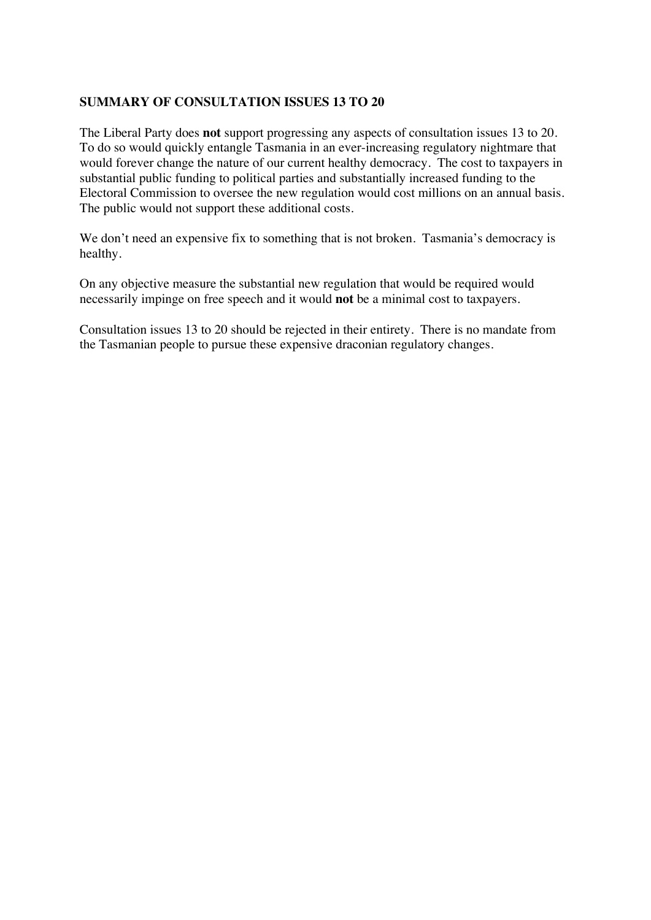**SUMMARY OF CONSULTATION ISSUES 13 TO 20**

The Liberal Party does **not** support progressing any aspects of consultation issues 13 to 20. To do so would quickly entangle Tasmania in an ever-increasing regulatory nightmare that would forever change the nature of our current healthy democracy. The cost to taxpayers in substantial public funding to political parties and substantially increased funding to the Electoral Commission to oversee the new regulation would cost millions on an annual basis. The public would not support these additional costs.

We don't need an expensive fix to something that is not broken. Tasmania's democracy is healthy.

On any objective measure the substantial new regulation that would be required would necessarily impinge on free speech and it would **not** be a minimal cost to taxpayers.

Consultation issues 13 to 20 should be rejected in their entirety. There is no mandate from the Tasmanian people to pursue these expensive draconian regulatory changes.